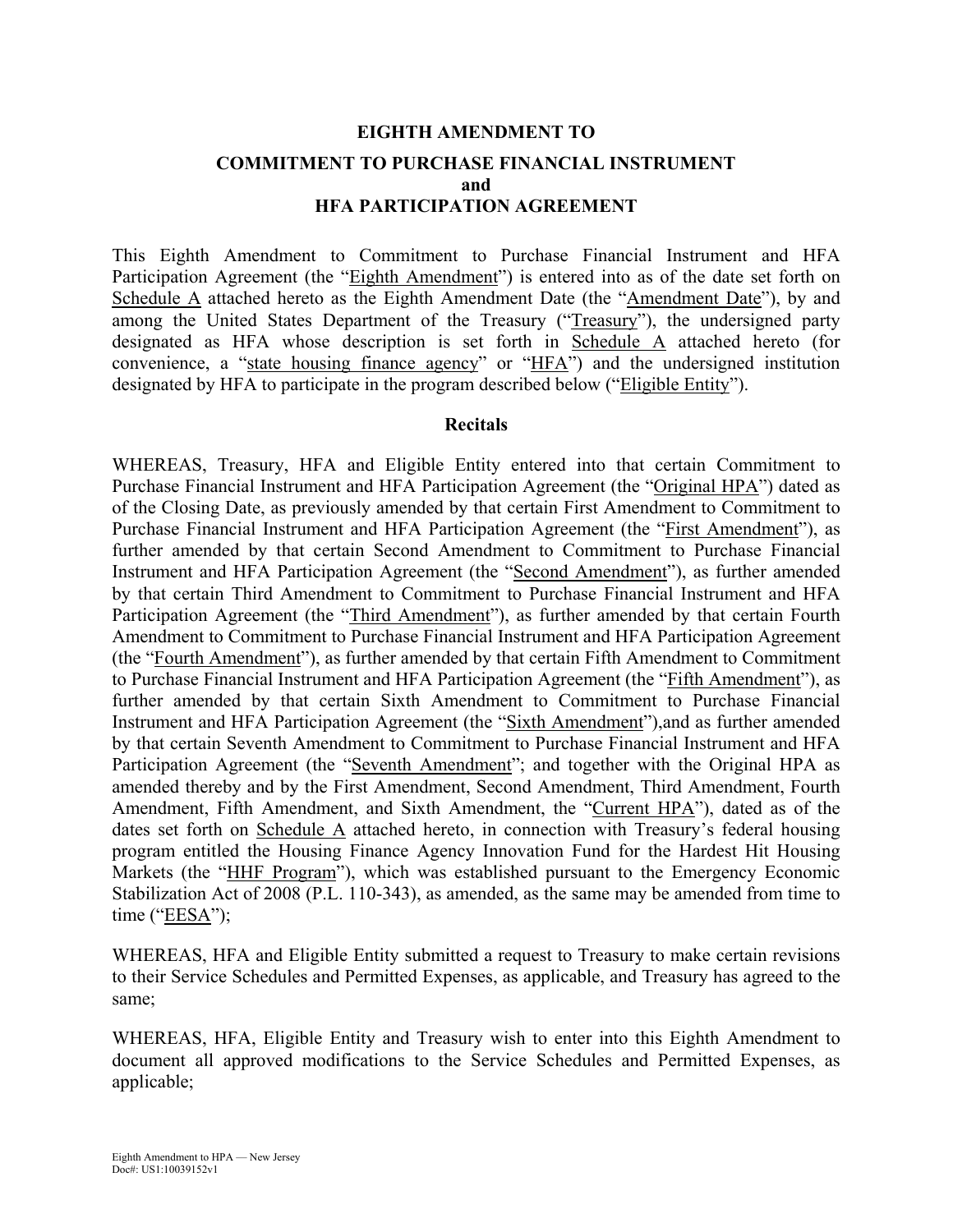# EIGHTH AMENDMENT TO

## COMMITMENT TO PURCHASE FINANCIAL INSTRUMENT
## and
## HFA PARTICIPATION AGREEMENT

This Eighth Amendment to Commitment to Purchase Financial Instrument and HFA Participation Agreement (the "Eighth Amendment") is entered into as of the date set forth on Schedule A attached hereto as the Eighth Amendment Date (the "Amendment Date"), by and among the United States Department of the Treasury ("Treasury"), the undersigned party designated as HFA whose description is set forth in Schedule A attached hereto (for convenience, a "state housing finance agency" or "HFA") and the undersigned institution designated by HFA to participate in the program described below ("Eligible Entity").

### Recitals

WHEREAS, Treasury, HFA and Eligible Entity entered into that certain Commitment to Purchase Financial Instrument and HFA Participation Agreement (the "Original HPA") dated as of the Closing Date, as previously amended by that certain First Amendment to Commitment to Purchase Financial Instrument and HFA Participation Agreement (the "First Amendment"), as further amended by that certain Second Amendment to Commitment to Purchase Financial Instrument and HFA Participation Agreement (the "Second Amendment"), as further amended by that certain Third Amendment to Commitment to Purchase Financial Instrument and HFA Participation Agreement (the "Third Amendment"), as further amended by that certain Fourth Amendment to Commitment to Purchase Financial Instrument and HFA Participation Agreement (the "Fourth Amendment"), as further amended by that certain Fifth Amendment to Commitment to Purchase Financial Instrument and HFA Participation Agreement (the "Fifth Amendment"), as further amended by that certain Sixth Amendment to Commitment to Purchase Financial Instrument and HFA Participation Agreement (the "Sixth Amendment"),and as further amended by that certain Seventh Amendment to Commitment to Purchase Financial Instrument and HFA Participation Agreement (the "Seventh Amendment"; and together with the Original HPA as amended thereby and by the First Amendment, Second Amendment, Third Amendment, Fourth Amendment, Fifth Amendment, and Sixth Amendment, the "Current HPA"), dated as of the dates set forth on Schedule A attached hereto, in connection with Treasury's federal housing program entitled the Housing Finance Agency Innovation Fund for the Hardest Hit Housing Markets (the "HHF Program"), which was established pursuant to the Emergency Economic Stabilization Act of 2008 (P.L. 110-343), as amended, as the same may be amended from time to time ("EESA");

WHEREAS, HFA and Eligible Entity submitted a request to Treasury to make certain revisions to their Service Schedules and Permitted Expenses, as applicable, and Treasury has agreed to the same;

WHEREAS, HFA, Eligible Entity and Treasury wish to enter into this Eighth Amendment to document all approved modifications to the Service Schedules and Permitted Expenses, as applicable;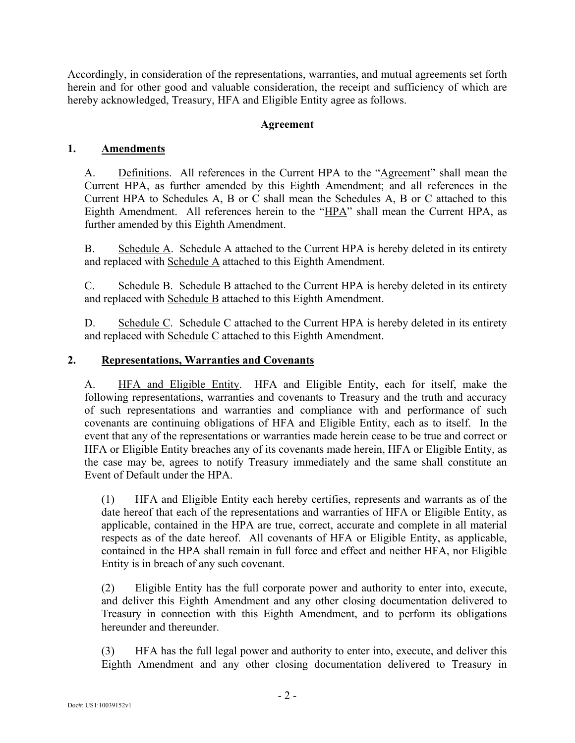Accordingly, in consideration of the representations, warranties, and mutual agreements set forth herein and for other good and valuable consideration, the receipt and sufficiency of which are hereby acknowledged, Treasury, HFA and Eligible Entity agree as follows.

**Agreement**

## 1. Amendments

A. Definitions. All references in the Current HPA to the "Agreement" shall mean the Current HPA, as further amended by this Eighth Amendment; and all references in the Current HPA to Schedules A, B or C shall mean the Schedules A, B or C attached to this Eighth Amendment. All references herein to the "HPA" shall mean the Current HPA, as further amended by this Eighth Amendment.

B. Schedule A. Schedule A attached to the Current HPA is hereby deleted in its entirety and replaced with Schedule A attached to this Eighth Amendment.

C. Schedule B. Schedule B attached to the Current HPA is hereby deleted in its entirety and replaced with Schedule B attached to this Eighth Amendment.

D. Schedule C. Schedule C attached to the Current HPA is hereby deleted in its entirety and replaced with Schedule C attached to this Eighth Amendment.

## 2. Representations, Warranties and Covenants

A. HFA and Eligible Entity. HFA and Eligible Entity, each for itself, make the following representations, warranties and covenants to Treasury and the truth and accuracy of such representations and warranties and compliance with and performance of such covenants are continuing obligations of HFA and Eligible Entity, each as to itself. In the event that any of the representations or warranties made herein cease to be true and correct or HFA or Eligible Entity breaches any of its covenants made herein, HFA or Eligible Entity, as the case may be, agrees to notify Treasury immediately and the same shall constitute an Event of Default under the HPA.

(1) HFA and Eligible Entity each hereby certifies, represents and warrants as of the date hereof that each of the representations and warranties of HFA or Eligible Entity, as applicable, contained in the HPA are true, correct, accurate and complete in all material respects as of the date hereof. All covenants of HFA or Eligible Entity, as applicable, contained in the HPA shall remain in full force and effect and neither HFA, nor Eligible Entity is in breach of any such covenant.

(2) Eligible Entity has the full corporate power and authority to enter into, execute, and deliver this Eighth Amendment and any other closing documentation delivered to Treasury in connection with this Eighth Amendment, and to perform its obligations hereunder and thereunder.

(3) HFA has the full legal power and authority to enter into, execute, and deliver this Eighth Amendment and any other closing documentation delivered to Treasury in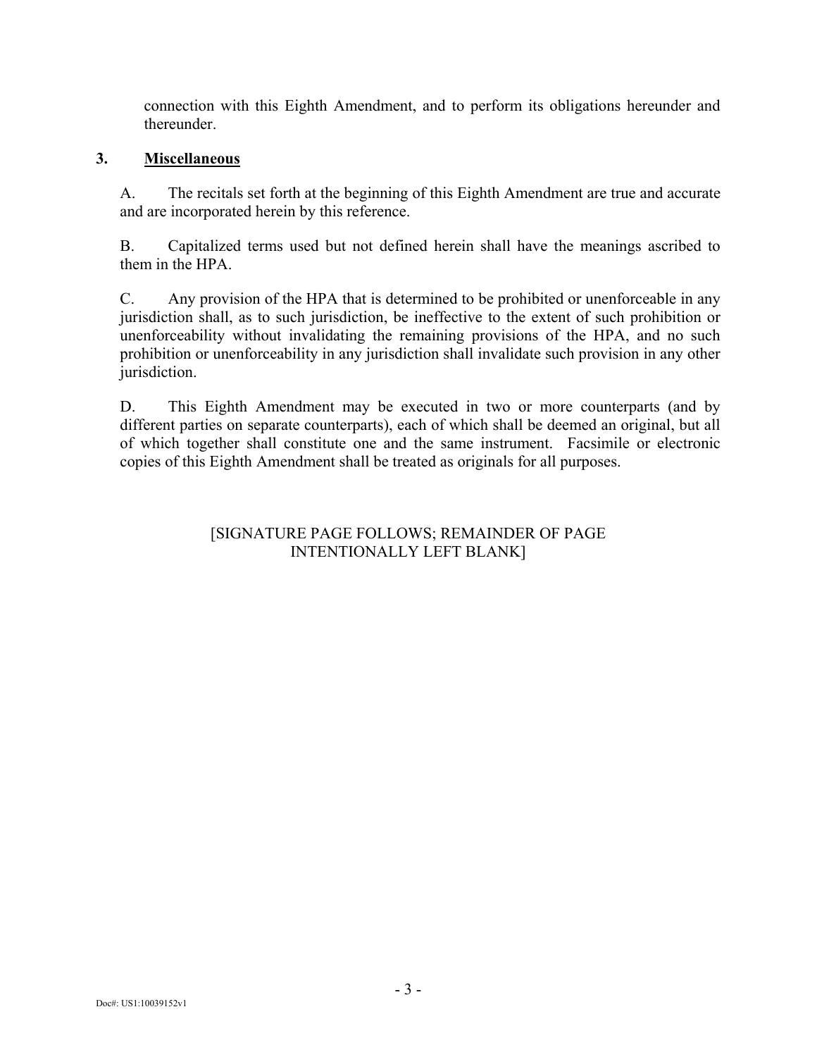connection with this Eighth Amendment, and to perform its obligations hereunder and thereunder.

## 3. **Miscellaneous**

A. The recitals set forth at the beginning of this Eighth Amendment are true and accurate and are incorporated herein by this reference.

B. Capitalized terms used but not defined herein shall have the meanings ascribed to them in the HPA.

C. Any provision of the HPA that is determined to be prohibited or unenforceable in any jurisdiction shall, as to such jurisdiction, be ineffective to the extent of such prohibition or unenforceability without invalidating the remaining provisions of the HPA, and no such prohibition or unenforceability in any jurisdiction shall invalidate such provision in any other jurisdiction.

D. This Eighth Amendment may be executed in two or more counterparts (and by different parties on separate counterparts), each of which shall be deemed an original, but all of which together shall constitute one and the same instrument. Facsimile or electronic copies of this Eighth Amendment shall be treated as originals for all purposes.

[SIGNATURE PAGE FOLLOWS; REMAINDER OF PAGE INTENTIONALLY LEFT BLANK]

Doc#: US1:10039152v1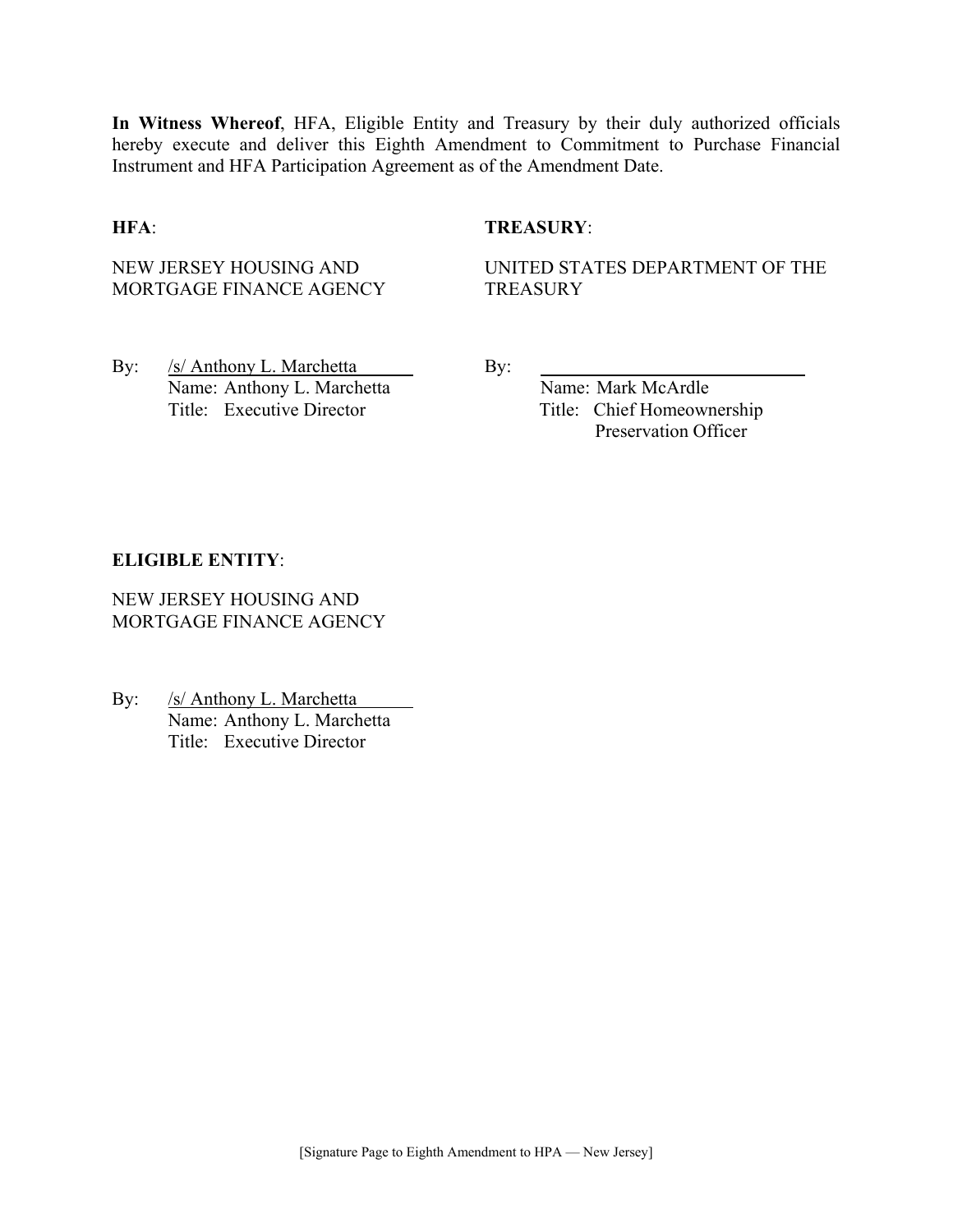**In Witness Whereof**, HFA, Eligible Entity and Treasury by their duly authorized officials hereby execute and deliver this Eighth Amendment to Commitment to Purchase Financial Instrument and HFA Participation Agreement as of the Amendment Date.

**HFA**:

NEW JERSEY HOUSING AND MORTGAGE FINANCE AGENCY

By: /s/ Anthony L. Marchetta
Name: Anthony L. Marchetta
Title: Executive Director

**TREASURY**:

UNITED STATES DEPARTMENT OF THE TREASURY

By: ______________________________
Name: Mark McArdle
Title: Chief Homeownership Preservation Officer

**ELIGIBLE ENTITY**:

NEW JERSEY HOUSING AND MORTGAGE FINANCE AGENCY

By: /s/ Anthony L. Marchetta
Name: Anthony L. Marchetta
Title: Executive Director

[Signature Page to Eighth Amendment to HPA — New Jersey]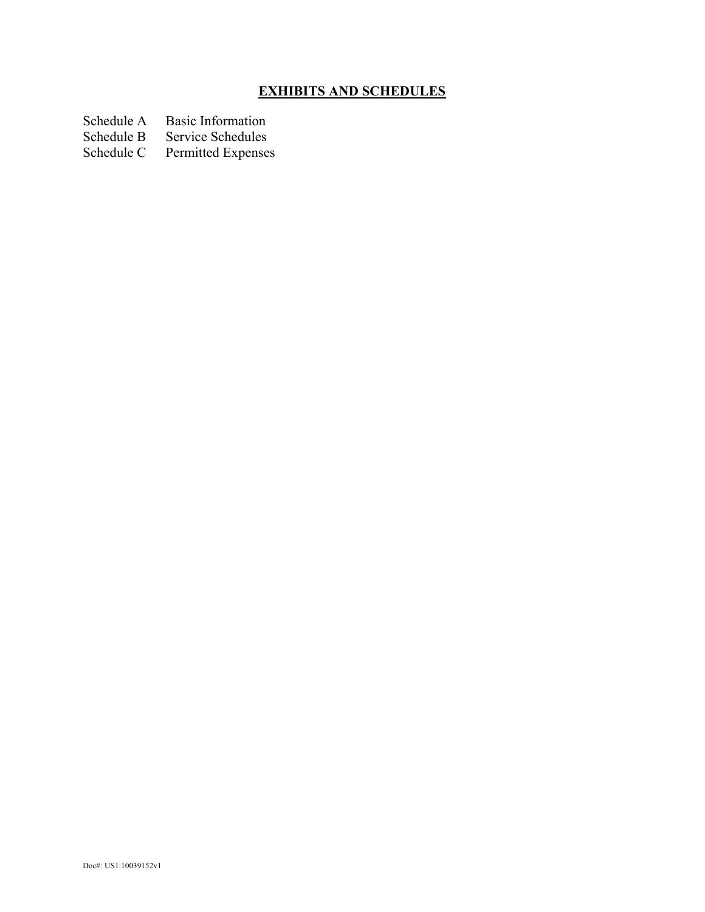## EXHIBITS AND SCHEDULES

| | |
|---|---|
| Schedule A | Basic Information |
| Schedule B | Service Schedules |
| Schedule C | Permitted Expenses |

Doc#: US1:10039152v1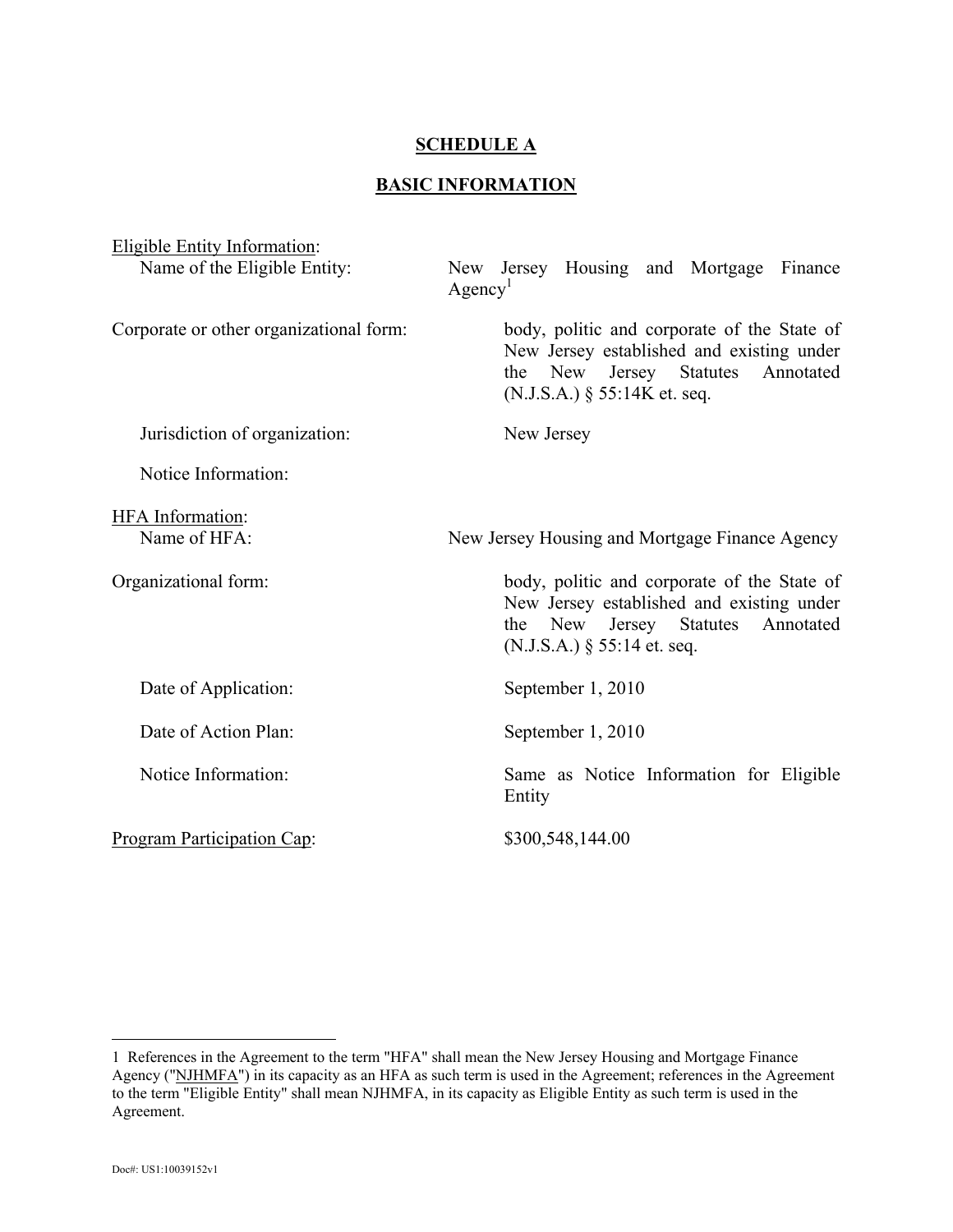# SCHEDULE A

## BASIC INFORMATION

<u>Eligible Entity Information</u>:

Name of the Eligible Entity: New Jersey Housing and Mortgage Finance Agency[1]

Corporate or other organizational form: body, politic and corporate of the State of New Jersey established and existing under the New Jersey Statutes Annotated (N.J.S.A.) § 55:14K et. seq.

Jurisdiction of organization: New Jersey

Notice Information:

<u>HFA Information</u>:

Name of HFA: New Jersey Housing and Mortgage Finance Agency

Organizational form: body, politic and corporate of the State of New Jersey established and existing under the New Jersey Statutes Annotated (N.J.S.A.) § 55:14 et. seq.

Date of Application: September 1, 2010

Date of Action Plan: September 1, 2010

Notice Information: Same as Notice Information for Eligible Entity

<u>Program Participation Cap</u>: $300,548,144.00

---

1 References in the Agreement to the term "HFA" shall mean the New Jersey Housing and Mortgage Finance Agency ("<u>NJHMFA</u>") in its capacity as an HFA as such term is used in the Agreement; references in the Agreement to the term "Eligible Entity" shall mean NJHMFA, in its capacity as Eligible Entity as such term is used in the Agreement.

Doc#: US1:10039152v1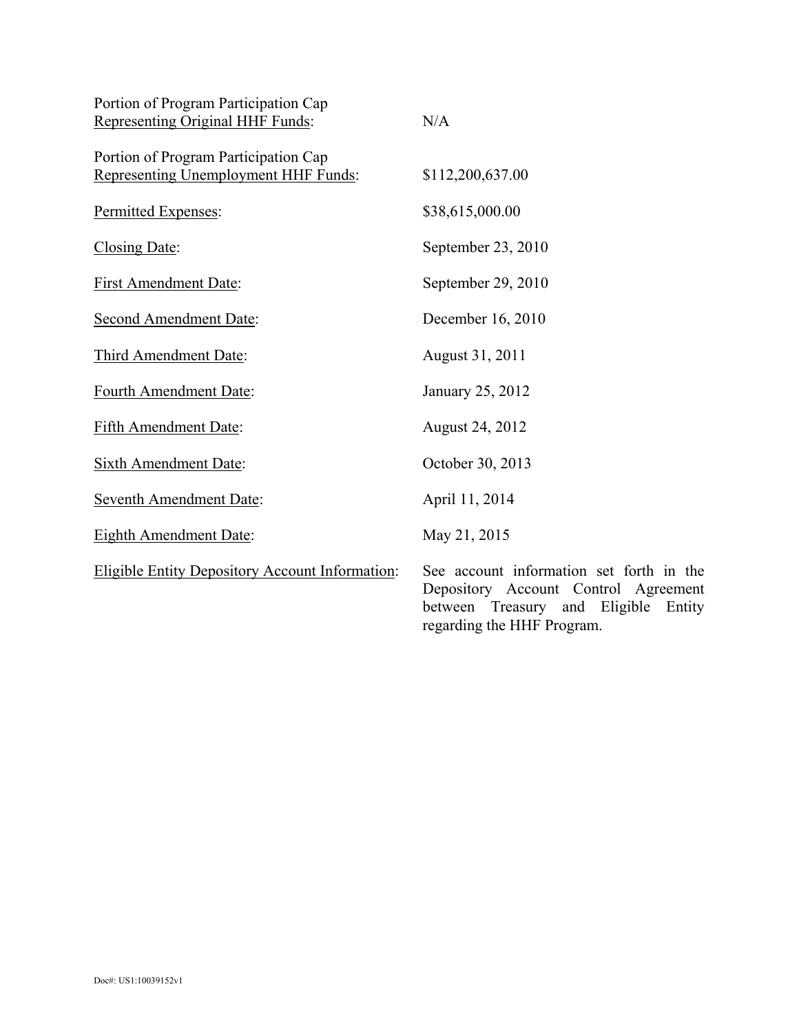| | |
|---|---|
| Portion of Program Participation Cap Representing Original HHF Funds: | N/A |
| Portion of Program Participation Cap Representing Unemployment HHF Funds: | $112,200,637.00 |
| Permitted Expenses: | $38,615,000.00 |
| Closing Date: | September 23, 2010 |
| First Amendment Date: | September 29, 2010 |
| Second Amendment Date: | December 16, 2010 |
| Third Amendment Date: | August 31, 2011 |
| Fourth Amendment Date: | January 25, 2012 |
| Fifth Amendment Date: | August 24, 2012 |
| Sixth Amendment Date: | October 30, 2013 |
| Seventh Amendment Date: | April 11, 2014 |
| Eighth Amendment Date: | May 21, 2015 |
| Eligible Entity Depository Account Information: | See account information set forth in the Depository Account Control Agreement between Treasury and Eligible Entity regarding the HHF Program. |

Doc#: US1:10039152v1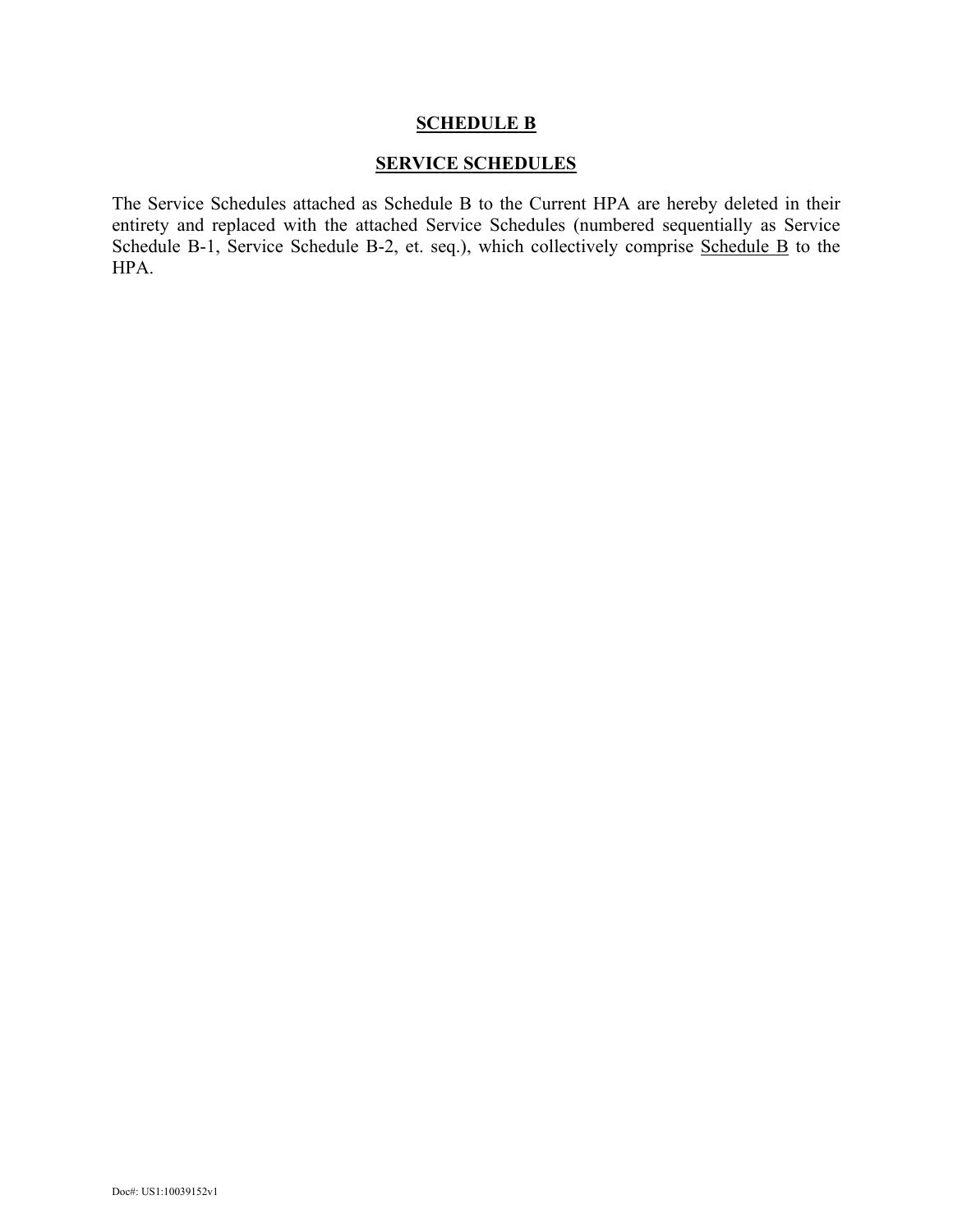# SCHEDULE B

## SERVICE SCHEDULES

The Service Schedules attached as Schedule B to the Current HPA are hereby deleted in their entirety and replaced with the attached Service Schedules (numbered sequentially as Service Schedule B-1, Service Schedule B-2, et. seq.), which collectively comprise Schedule B to the HPA.

Doc#: US1:10039152v1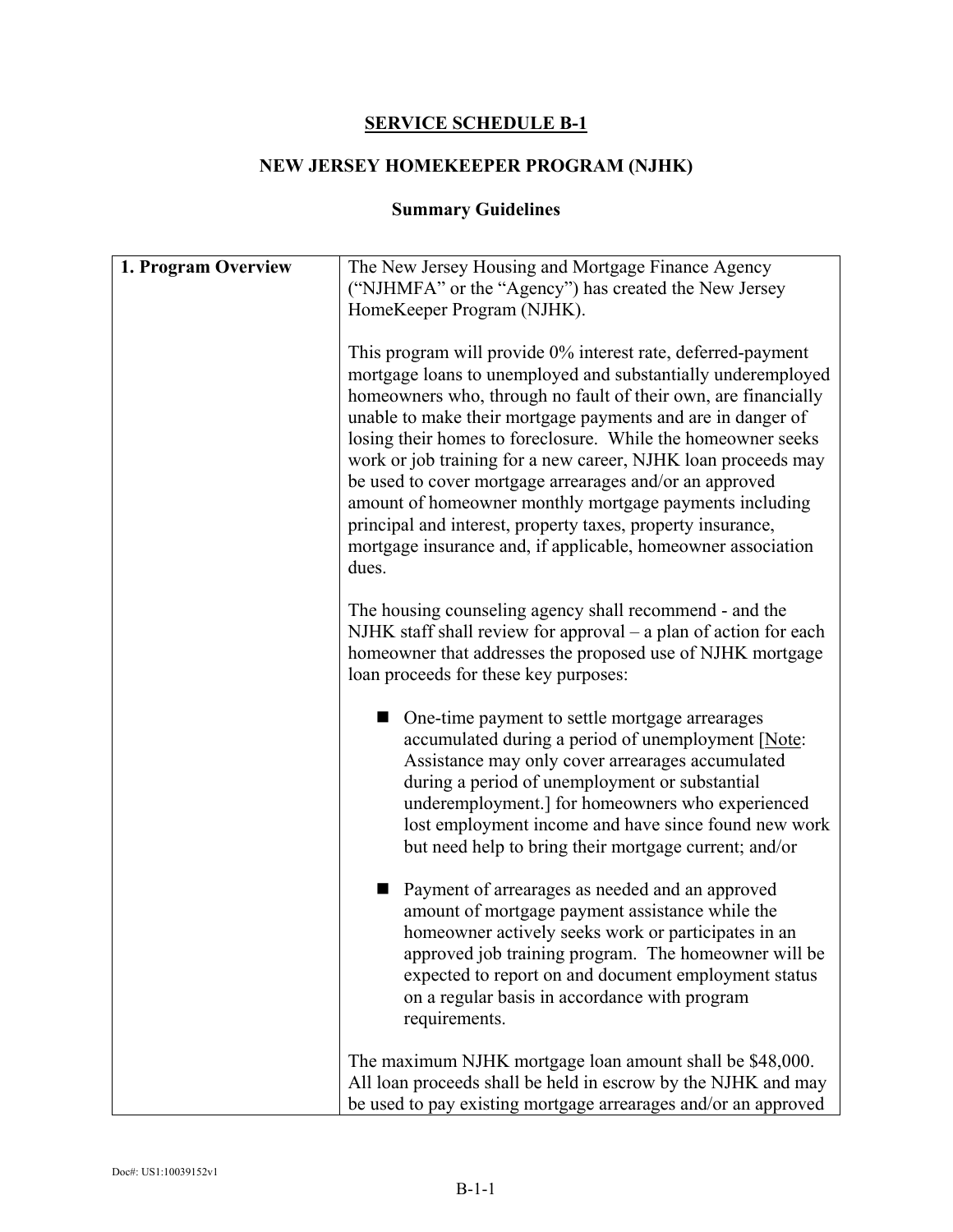## SERVICE SCHEDULE B-1

### NEW JERSEY HOMEKEEPER PROGRAM (NJHK)

### Summary Guidelines

| | |
|---|---|
| **1. Program Overview** | The New Jersey Housing and Mortgage Finance Agency ("NJHMFA" or the "Agency") has created the New Jersey HomeKeeper Program (NJHK).<br><br>This program will provide 0% interest rate, deferred-payment mortgage loans to unemployed and substantially underemployed homeowners who, through no fault of their own, are financially unable to make their mortgage payments and are in danger of losing their homes to foreclosure. While the homeowner seeks work or job training for a new career, NJHK loan proceeds may be used to cover mortgage arrearages and/or an approved amount of homeowner monthly mortgage payments including principal and interest, property taxes, property insurance, mortgage insurance and, if applicable, homeowner association dues.<br><br>The housing counseling agency shall recommend - and the NJHK staff shall review for approval – a plan of action for each homeowner that addresses the proposed use of NJHK mortgage loan proceeds for these key purposes:<br><br>■ One-time payment to settle mortgage arrearages accumulated during a period of unemployment [Note: Assistance may only cover arrearages accumulated during a period of unemployment or substantial underemployment.] for homeowners who experienced lost employment income and have since found new work but need help to bring their mortgage current; and/or<br><br>■ Payment of arrearages as needed and an approved amount of mortgage payment assistance while the homeowner actively seeks work or participates in an approved job training program. The homeowner will be expected to report on and document employment status on a regular basis in accordance with program requirements.<br><br>The maximum NJHK mortgage loan amount shall be $48,000. All loan proceeds shall be held in escrow by the NJHK and may be used to pay existing mortgage arrearages and/or an approved |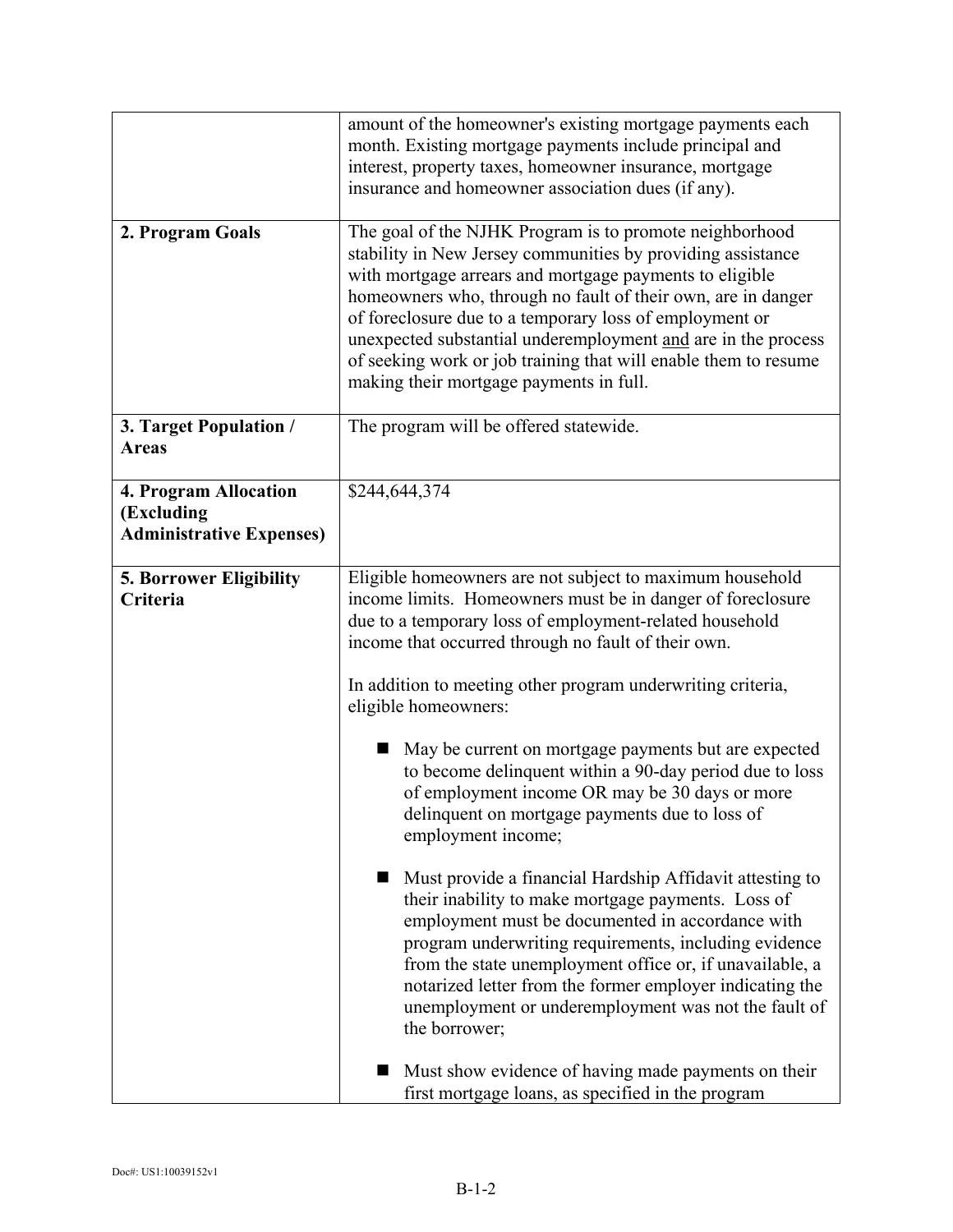| | |
|---|---|
| | amount of the homeowner's existing mortgage payments each month. Existing mortgage payments include principal and interest, property taxes, homeowner insurance, mortgage insurance and homeowner association dues (if any). |
| **2. Program Goals** | The goal of the NJHK Program is to promote neighborhood stability in New Jersey communities by providing assistance with mortgage arrears and mortgage payments to eligible homeowners who, through no fault of their own, are in danger of foreclosure due to a temporary loss of employment or unexpected substantial underemployment <u>and</u> are in the process of seeking work or job training that will enable them to resume making their mortgage payments in full. |
| **3. Target Population / Areas** | The program will be offered statewide. |
| **4. Program Allocation (Excluding Administrative Expenses)** | $244,644,374 |
| **5. Borrower Eligibility Criteria** | Eligible homeowners are not subject to maximum household income limits. Homeowners must be in danger of foreclosure due to a temporary loss of employment-related household income that occurred through no fault of their own.<br><br>In addition to meeting other program underwriting criteria, eligible homeowners:<br><br>■ May be current on mortgage payments but are expected to become delinquent within a 90-day period due to loss of employment income OR may be 30 days or more delinquent on mortgage payments due to loss of employment income;<br><br>■ Must provide a financial Hardship Affidavit attesting to their inability to make mortgage payments. Loss of employment must be documented in accordance with program underwriting requirements, including evidence from the state unemployment office or, if unavailable, a notarized letter from the former employer indicating the unemployment or underemployment was not the fault of the borrower;<br><br>■ Must show evidence of having made payments on their first mortgage loans, as specified in the program |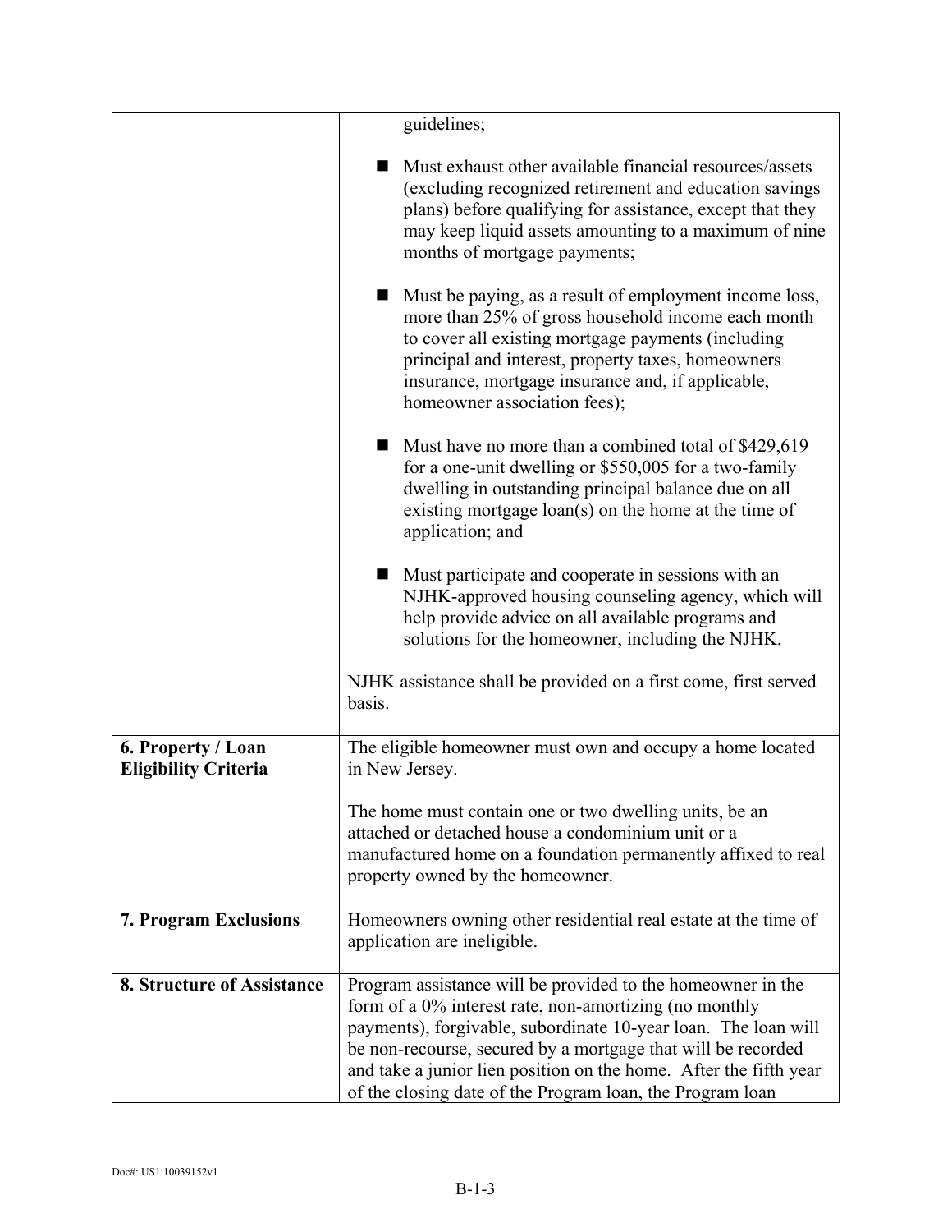| | |
|---|---|
| | guidelines;<br><br>■ Must exhaust other available financial resources/assets (excluding recognized retirement and education savings plans) before qualifying for assistance, except that they may keep liquid assets amounting to a maximum of nine months of mortgage payments;<br><br>■ Must be paying, as a result of employment income loss, more than 25% of gross household income each month to cover all existing mortgage payments (including principal and interest, property taxes, homeowners insurance, mortgage insurance and, if applicable, homeowner association fees);<br><br>■ Must have no more than a combined total of $429,619 for a one-unit dwelling or $550,005 for a two-family dwelling in outstanding principal balance due on all existing mortgage loan(s) on the home at the time of application; and<br><br>■ Must participate and cooperate in sessions with an NJHK-approved housing counseling agency, which will help provide advice on all available programs and solutions for the homeowner, including the NJHK.<br><br>NJHK assistance shall be provided on a first come, first served basis. |
| **6. Property / Loan Eligibility Criteria** | The eligible homeowner must own and occupy a home located in New Jersey.<br><br>The home must contain one or two dwelling units, be an attached or detached house a condominium unit or a manufactured home on a foundation permanently affixed to real property owned by the homeowner. |
| **7. Program Exclusions** | Homeowners owning other residential real estate at the time of application are ineligible. |
| **8. Structure of Assistance** | Program assistance will be provided to the homeowner in the form of a 0% interest rate, non-amortizing (no monthly payments), forgivable, subordinate 10-year loan. The loan will be non-recourse, secured by a mortgage that will be recorded and take a junior lien position on the home. After the fifth year of the closing date of the Program loan, the Program loan |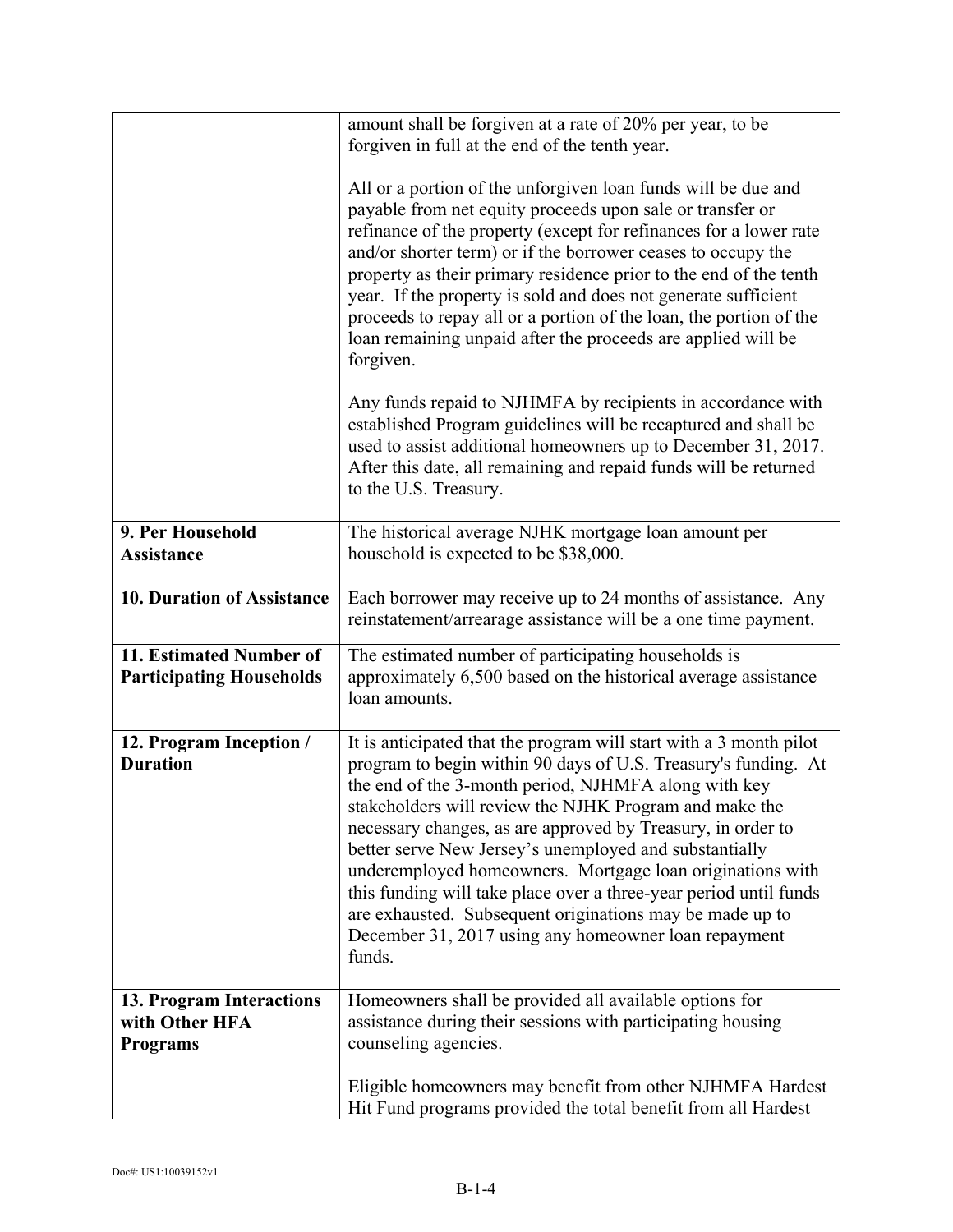| | |
|---|---|
| | amount shall be forgiven at a rate of 20% per year, to be forgiven in full at the end of the tenth year.<br><br>All or a portion of the unforgiven loan funds will be due and payable from net equity proceeds upon sale or transfer or refinance of the property (except for refinances for a lower rate and/or shorter term) or if the borrower ceases to occupy the property as their primary residence prior to the end of the tenth year. If the property is sold and does not generate sufficient proceeds to repay all or a portion of the loan, the portion of the loan remaining unpaid after the proceeds are applied will be forgiven.<br><br>Any funds repaid to NJHMFA by recipients in accordance with established Program guidelines will be recaptured and shall be used to assist additional homeowners up to December 31, 2017. After this date, all remaining and repaid funds will be returned to the U.S. Treasury. |
| **9. Per Household Assistance** | The historical average NJHK mortgage loan amount per household is expected to be $38,000. |
| **10. Duration of Assistance** | Each borrower may receive up to 24 months of assistance. Any reinstatement/arrearage assistance will be a one time payment. |
| **11. Estimated Number of Participating Households** | The estimated number of participating households is approximately 6,500 based on the historical average assistance loan amounts. |
| **12. Program Inception / Duration** | It is anticipated that the program will start with a 3 month pilot program to begin within 90 days of U.S. Treasury's funding. At the end of the 3-month period, NJHMFA along with key stakeholders will review the NJHK Program and make the necessary changes, as are approved by Treasury, in order to better serve New Jersey's unemployed and substantially underemployed homeowners. Mortgage loan originations with this funding will take place over a three-year period until funds are exhausted. Subsequent originations may be made up to December 31, 2017 using any homeowner loan repayment funds. |
| **13. Program Interactions with Other HFA Programs** | Homeowners shall be provided all available options for assistance during their sessions with participating housing counseling agencies.<br><br>Eligible homeowners may benefit from other NJHMFA Hardest Hit Fund programs provided the total benefit from all Hardest |

Doc#: US1:10039152v1

B-1-4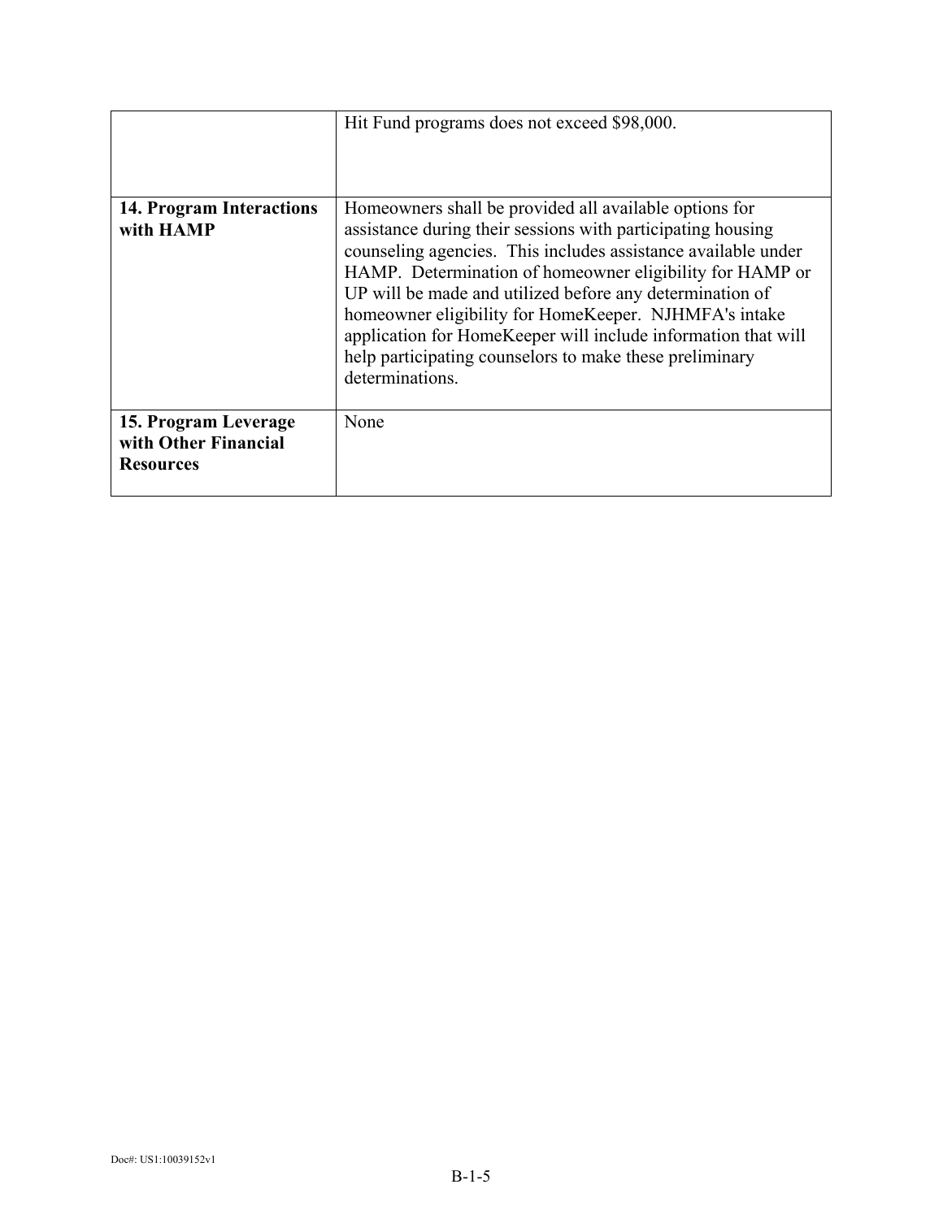| | |
|---|---|
| | Hit Fund programs does not exceed $98,000. |
| **14. Program Interactions with HAMP** | Homeowners shall be provided all available options for assistance during their sessions with participating housing counseling agencies. This includes assistance available under HAMP. Determination of homeowner eligibility for HAMP or UP will be made and utilized before any determination of homeowner eligibility for HomeKeeper. NJHMFA's intake application for HomeKeeper will include information that will help participating counselors to make these preliminary determinations. |
| **15. Program Leverage with Other Financial Resources** | None |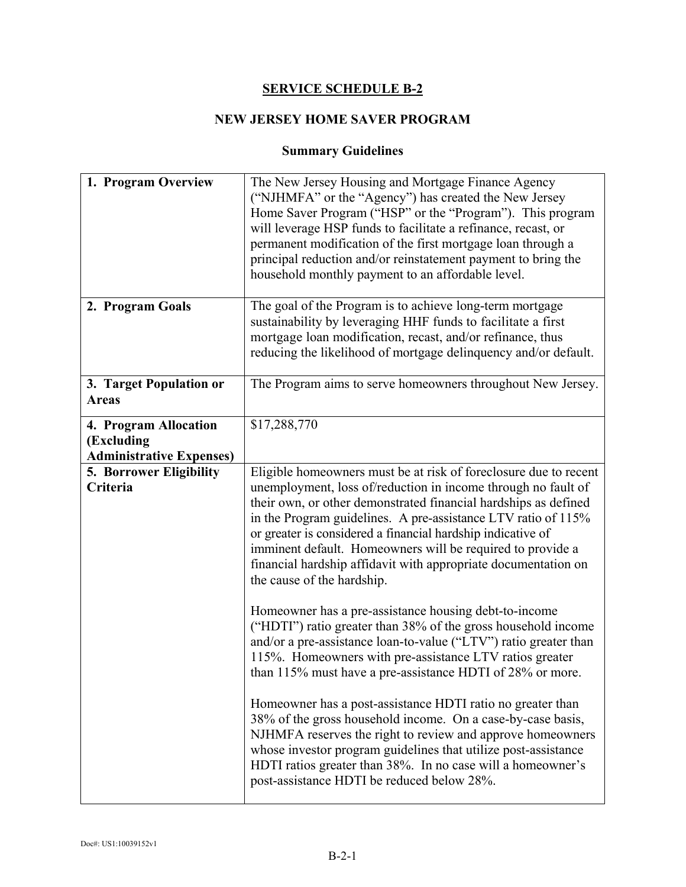# SERVICE SCHEDULE B-2

## NEW JERSEY HOME SAVER PROGRAM

### Summary Guidelines

| | |
|---|---|
| **1. Program Overview** | The New Jersey Housing and Mortgage Finance Agency ("NJHMFA" or the "Agency") has created the New Jersey Home Saver Program ("HSP" or the "Program"). This program will leverage HSP funds to facilitate a refinance, recast, or permanent modification of the first mortgage loan through a principal reduction and/or reinstatement payment to bring the household monthly payment to an affordable level. |
| **2. Program Goals** | The goal of the Program is to achieve long-term mortgage sustainability by leveraging HHF funds to facilitate a first mortgage loan modification, recast, and/or refinance, thus reducing the likelihood of mortgage delinquency and/or default. |
| **3. Target Population or Areas** | The Program aims to serve homeowners throughout New Jersey. |
| **4. Program Allocation (Excluding Administrative Expenses)** | $17,288,770 |
| **5. Borrower Eligibility Criteria** | Eligible homeowners must be at risk of foreclosure due to recent unemployment, loss of/reduction in income through no fault of their own, or other demonstrated financial hardships as defined in the Program guidelines. A pre-assistance LTV ratio of 115% or greater is considered a financial hardship indicative of imminent default. Homeowners will be required to provide a financial hardship affidavit with appropriate documentation on the cause of the hardship.<br><br>Homeowner has a pre-assistance housing debt-to-income ("HDTI") ratio greater than 38% of the gross household income and/or a pre-assistance loan-to-value ("LTV") ratio greater than 115%. Homeowners with pre-assistance LTV ratios greater than 115% must have a pre-assistance HDTI of 28% or more.<br><br>Homeowner has a post-assistance HDTI ratio no greater than 38% of the gross household income. On a case-by-case basis, NJHMFA reserves the right to review and approve homeowners whose investor program guidelines that utilize post-assistance HDTI ratios greater than 38%. In no case will a homeowner's post-assistance HDTI be reduced below 28%. |

Doc#: US1:10039152v1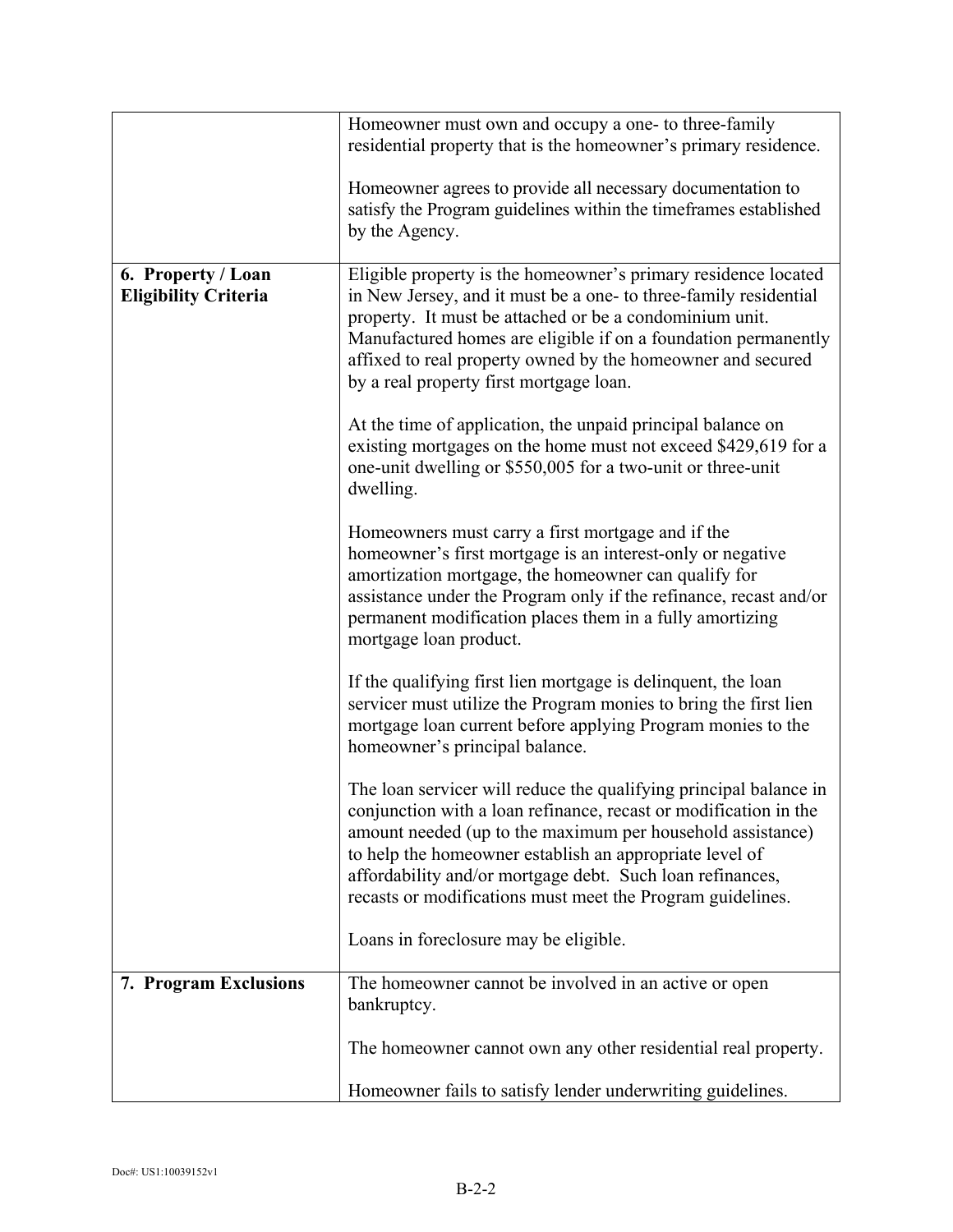| | |
|---|---|
| | Homeowner must own and occupy a one- to three-family residential property that is the homeowner's primary residence.<br><br>Homeowner agrees to provide all necessary documentation to satisfy the Program guidelines within the timeframes established by the Agency. |
| **6. Property / Loan Eligibility Criteria** | Eligible property is the homeowner's primary residence located in New Jersey, and it must be a one- to three-family residential property. It must be attached or be a condominium unit. Manufactured homes are eligible if on a foundation permanently affixed to real property owned by the homeowner and secured by a real property first mortgage loan.<br><br>At the time of application, the unpaid principal balance on existing mortgages on the home must not exceed $429,619 for a one-unit dwelling or $550,005 for a two-unit or three-unit dwelling.<br><br>Homeowners must carry a first mortgage and if the homeowner's first mortgage is an interest-only or negative amortization mortgage, the homeowner can qualify for assistance under the Program only if the refinance, recast and/or permanent modification places them in a fully amortizing mortgage loan product.<br><br>If the qualifying first lien mortgage is delinquent, the loan servicer must utilize the Program monies to bring the first lien mortgage loan current before applying Program monies to the homeowner's principal balance.<br><br>The loan servicer will reduce the qualifying principal balance in conjunction with a loan refinance, recast or modification in the amount needed (up to the maximum per household assistance) to help the homeowner establish an appropriate level of affordability and/or mortgage debt. Such loan refinances, recasts or modifications must meet the Program guidelines.<br><br>Loans in foreclosure may be eligible. |
| **7. Program Exclusions** | The homeowner cannot be involved in an active or open bankruptcy.<br><br>The homeowner cannot own any other residential real property.<br><br>Homeowner fails to satisfy lender underwriting guidelines. |

Doc#: US1:10039152v1

B-2-2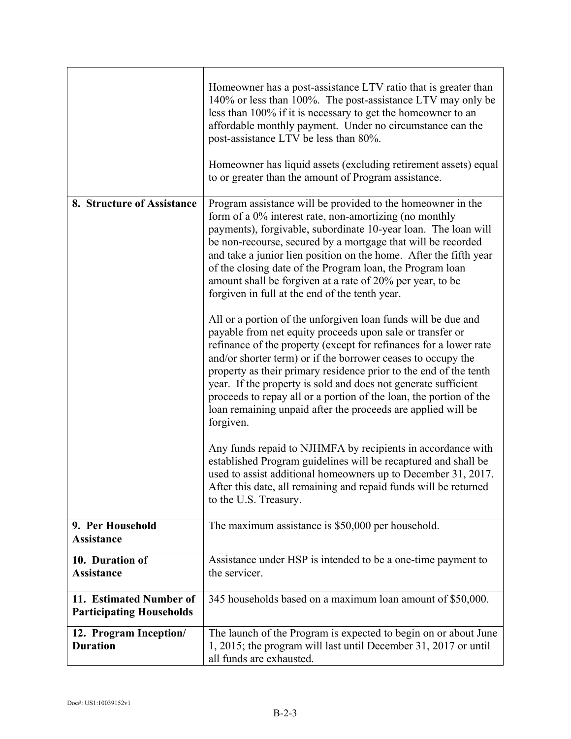| | |
|---|---|
| | Homeowner has a post-assistance LTV ratio that is greater than 140% or less than 100%. The post-assistance LTV may only be less than 100% if it is necessary to get the homeowner to an affordable monthly payment. Under no circumstance can the post-assistance LTV be less than 80%.<br><br>Homeowner has liquid assets (excluding retirement assets) equal to or greater than the amount of Program assistance. |
| **8. Structure of Assistance** | Program assistance will be provided to the homeowner in the form of a 0% interest rate, non-amortizing (no monthly payments), forgivable, subordinate 10-year loan. The loan will be non-recourse, secured by a mortgage that will be recorded and take a junior lien position on the home. After the fifth year of the closing date of the Program loan, the Program loan amount shall be forgiven at a rate of 20% per year, to be forgiven in full at the end of the tenth year.<br><br>All or a portion of the unforgiven loan funds will be due and payable from net equity proceeds upon sale or transfer or refinance of the property (except for refinances for a lower rate and/or shorter term) or if the borrower ceases to occupy the property as their primary residence prior to the end of the tenth year. If the property is sold and does not generate sufficient proceeds to repay all or a portion of the loan, the portion of the loan remaining unpaid after the proceeds are applied will be forgiven.<br><br>Any funds repaid to NJHMFA by recipients in accordance with established Program guidelines will be recaptured and shall be used to assist additional homeowners up to December 31, 2017. After this date, all remaining and repaid funds will be returned to the U.S. Treasury. |
| **9. Per Household Assistance** | The maximum assistance is $50,000 per household. |
| **10. Duration of Assistance** | Assistance under HSP is intended to be a one-time payment to the servicer. |
| **11. Estimated Number of Participating Households** | 345 households based on a maximum loan amount of $50,000. |
| **12. Program Inception/ Duration** | The launch of the Program is expected to begin on or about June 1, 2015; the program will last until December 31, 2017 or until all funds are exhausted. |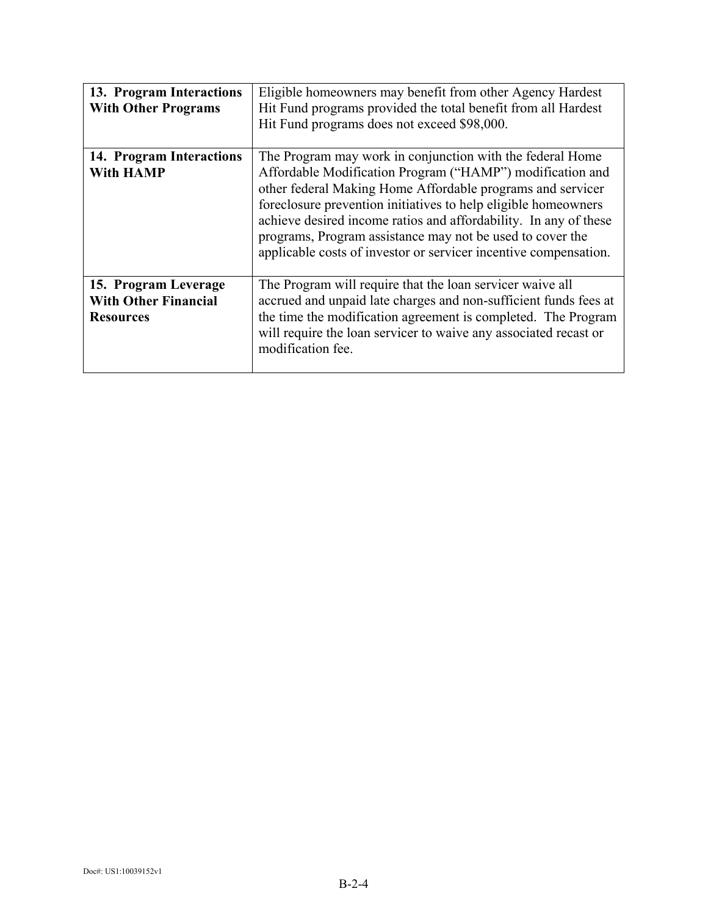| | |
|---|---|
| **13. Program Interactions With Other Programs** | Eligible homeowners may benefit from other Agency Hardest Hit Fund programs provided the total benefit from all Hardest Hit Fund programs does not exceed $98,000. |
| **14. Program Interactions With HAMP** | The Program may work in conjunction with the federal Home Affordable Modification Program ("HAMP") modification and other federal Making Home Affordable programs and servicer foreclosure prevention initiatives to help eligible homeowners achieve desired income ratios and affordability. In any of these programs, Program assistance may not be used to cover the applicable costs of investor or servicer incentive compensation. |
| **15. Program Leverage With Other Financial Resources** | The Program will require that the loan servicer waive all accrued and unpaid late charges and non-sufficient funds fees at the time the modification agreement is completed. The Program will require the loan servicer to waive any associated recast or modification fee. |

Doc#: US1:10039152v1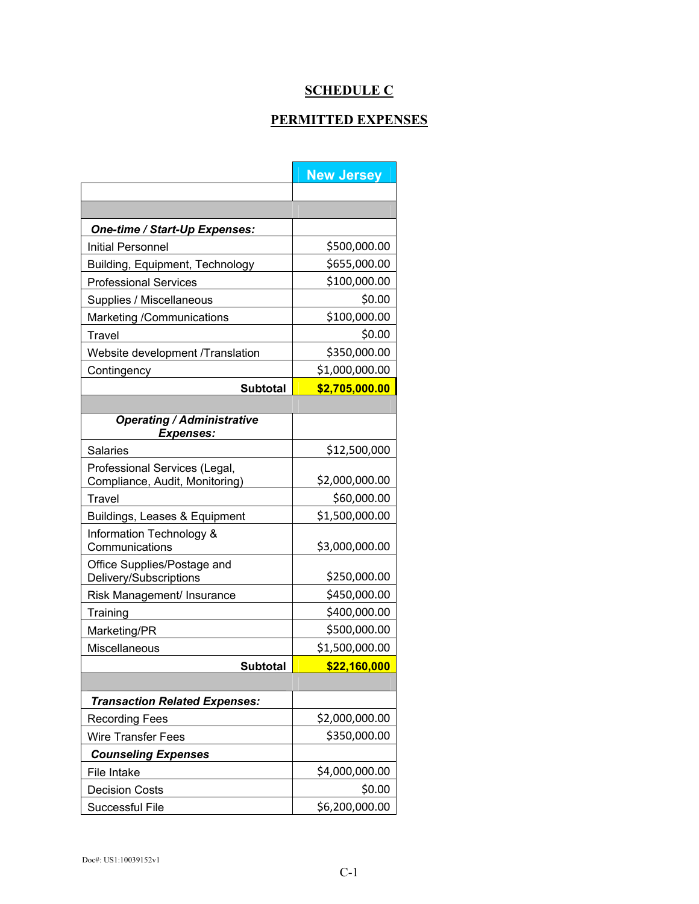# SCHEDULE C

## PERMITTED EXPENSES

| | New Jersey |
|---|---|
| | |
| | |
| ***One-time / Start-Up Expenses:*** | |
| Initial Personnel | $500,000.00 |
| Building, Equipment, Technology | $655,000.00 |
| Professional Services | $100,000.00 |
| Supplies / Miscellaneous | $0.00 |
| Marketing /Communications | $100,000.00 |
| Travel | $0.00 |
| Website development /Translation | $350,000.00 |
| Contingency | $1,000,000.00 |
| **Subtotal** | **$2,705,000.00** |
| | |
| ***Operating / Administrative Expenses:*** | |
| Salaries | $12,500,000 |
| Professional Services (Legal, Compliance, Audit, Monitoring) | $2,000,000.00 |
| Travel | $60,000.00 |
| Buildings, Leases & Equipment | $1,500,000.00 |
| Information Technology & Communications | $3,000,000.00 |
| Office Supplies/Postage and Delivery/Subscriptions | $250,000.00 |
| Risk Management/ Insurance | $450,000.00 |
| Training | $400,000.00 |
| Marketing/PR | $500,000.00 |
| Miscellaneous | $1,500,000.00 |
| **Subtotal** | **$22,160,000** |
| | |
| ***Transaction Related Expenses:*** | |
| Recording Fees | $2,000,000.00 |
| Wire Transfer Fees | $350,000.00 |
| ***Counseling Expenses*** | |
| File Intake | $4,000,000.00 |
| Decision Costs | $0.00 |
| Successful File | $6,200,000.00 |

Doc#: US1:10039152v1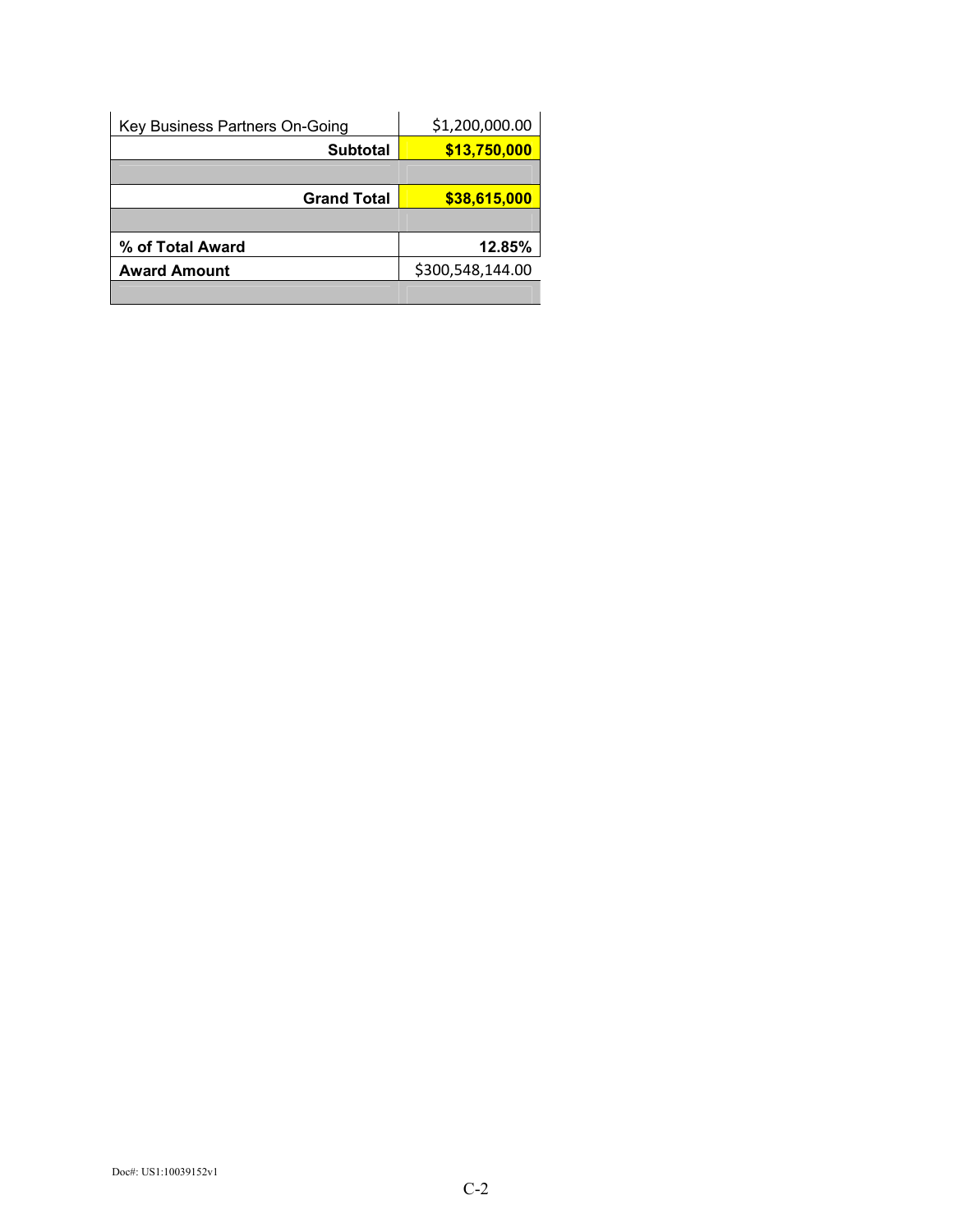| | |
|---|---|
| Key Business Partners On-Going | $1,200,000.00 |
| **Subtotal** | **$13,750,000** |
| | |
| **Grand Total** | **$38,615,000** |
| | |
| **% of Total Award** | **12.85%** |
| **Award Amount** | $300,548,144.00 |
| | |

Doc#: US1:10039152v1

C-2